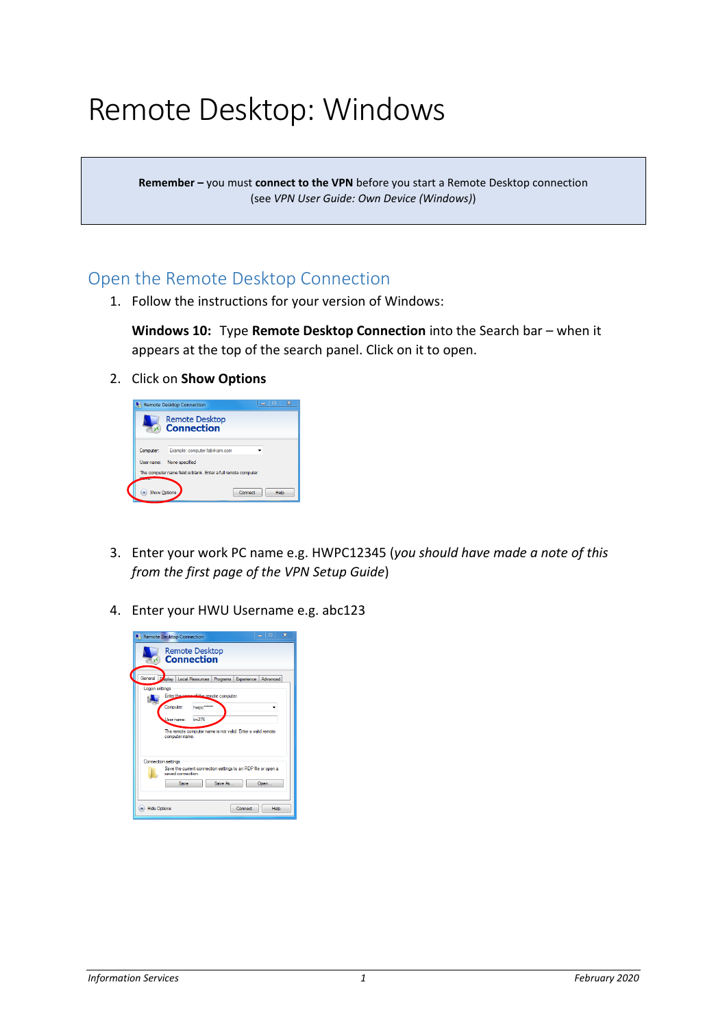# Remote Desktop: Windows

**Remember –** you must **connect to the VPN** before you start a Remote Desktop connection (see *VPN User Guide: Own Device (Windows)*)

## Open the Remote Desktop Connection

1. Follow the instructions for your version of Windows:

   **Windows 10:** Type **Remote Desktop Connection** into the Search bar – when it appears at the top of the search panel. Click on it to open.

2. Click on **Show Options**

3. Enter your work PC name e.g. HWPC12345 (*you should have made a note of this from the first page of the VPN Setup Guide*)

4. Enter your HWU Username e.g. abc123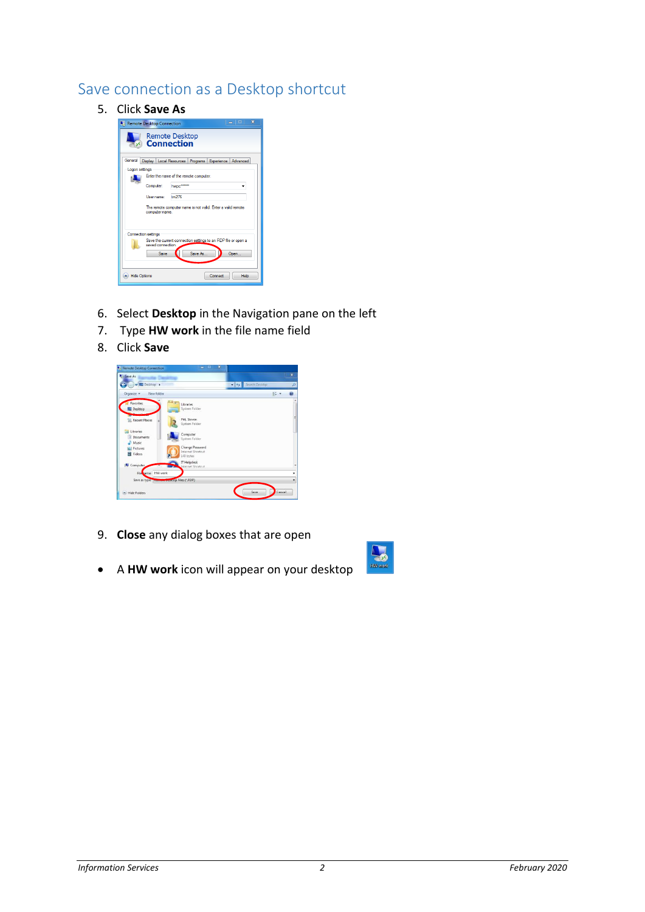## Save connection as a Desktop shortcut

5. Click **Save As**

6. Select **Desktop** in the Navigation pane on the left
7. Type **HW work** in the file name field
8. Click **Save**

9. **Close** any dialog boxes that are open

- A **HW work** icon will appear on your desktop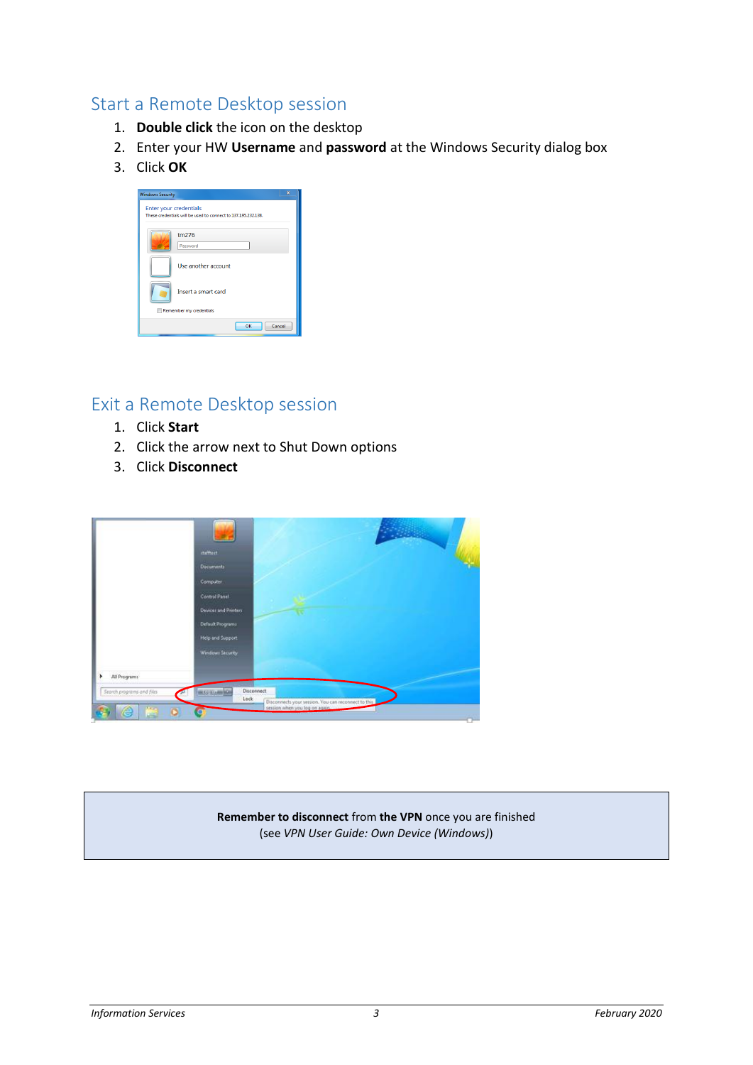## Start a Remote Desktop session

1. **Double click** the icon on the desktop
2. Enter your HW **Username** and **password** at the Windows Security dialog box
3. Click **OK**

## Exit a Remote Desktop session

1. Click **Start**
2. Click the arrow next to Shut Down options
3. Click **Disconnect**

**Remember to disconnect** from **the VPN** once you are finished
(see *VPN User Guide: Own Device (Windows)*)